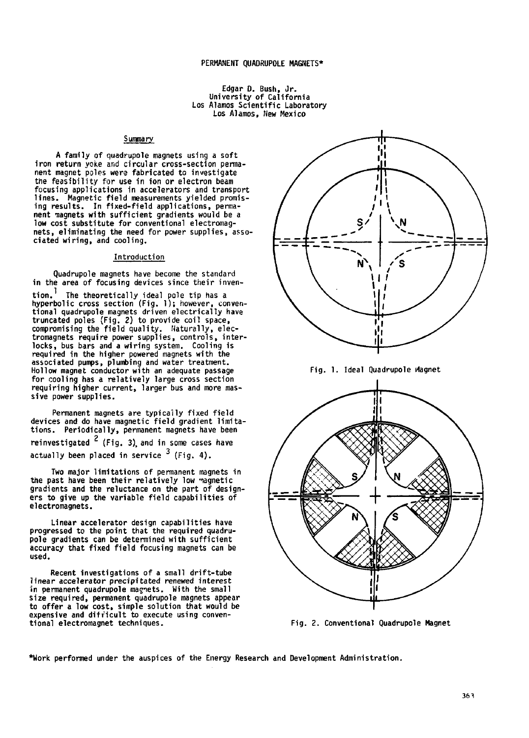# PERMANENT QUADRUPOLE MAGNETS*

Edgar D. Bush, Jr.
University of California
Los Alamos Scientific Laboratory
Los Alamos, New Mexico

## Summary

A family of quadrupole magnets using a soft iron return yoke and circular cross-section permanent magnet poles were fabricated to investigate the feasibility for use in ion or electron beam focusing applications in accelerators and transport lines. Magnetic field measurements yielded promising results. In fixed-field applications, permanent magnets with sufficient gradients would be a low cost substitute for conventional electromagnets, eliminating the need for power supplies, associated wiring, and cooling.

## Introduction

Quadrupole magnets have become the standard in the area of focusing devices since their invention.[1] The theoretically ideal pole tip has a hyperbolic cross section (Fig. 1); however, conventional quadrupole magnets driven electrically have truncated poles (Fig. 2) to provide coil space, compromising the field quality. Naturally, electromagnets require power supplies, controls, interlocks, bus bars and a wiring system. Cooling is required in the higher powered magnets with the associated pumps, plumbing and water treatment. Hollow magnet conductor with an adequate passage for cooling has a relatively large cross section requiring higher current, larger bus and more massive power supplies.

Permanent magnets are typically fixed field devices and do have magnetic field gradient limitations. Periodically, permanent magnets have been reinvestigated [2] (Fig. 3), and in some cases have actually been placed in service [3] (Fig. 4).

Two major limitations of permanent magnets in the past have been their relatively low magnetic gradients and the reluctance on the part of designers to give up the variable field capabilities of electromagnets.

Linear accelerator design capabilities have progressed to the point that the required quadrupole gradients can be determined with sufficient accuracy that fixed field focusing magnets can be used.

Recent investigations of a small drift-tube linear accelerator precipitated renewed interest in permanent quadrupole magnets. With the small size required, permanent quadrupole magnets appear to offer a low cost, simple solution that would be expensive and dificult to execute using conventional electromagnet techniques.

Fig. 1. Ideal Quadrupole Magnet

Fig. 2. Conventional Quadrupole Magnet

*Work performed under the auspices of the Energy Research and Development Administration.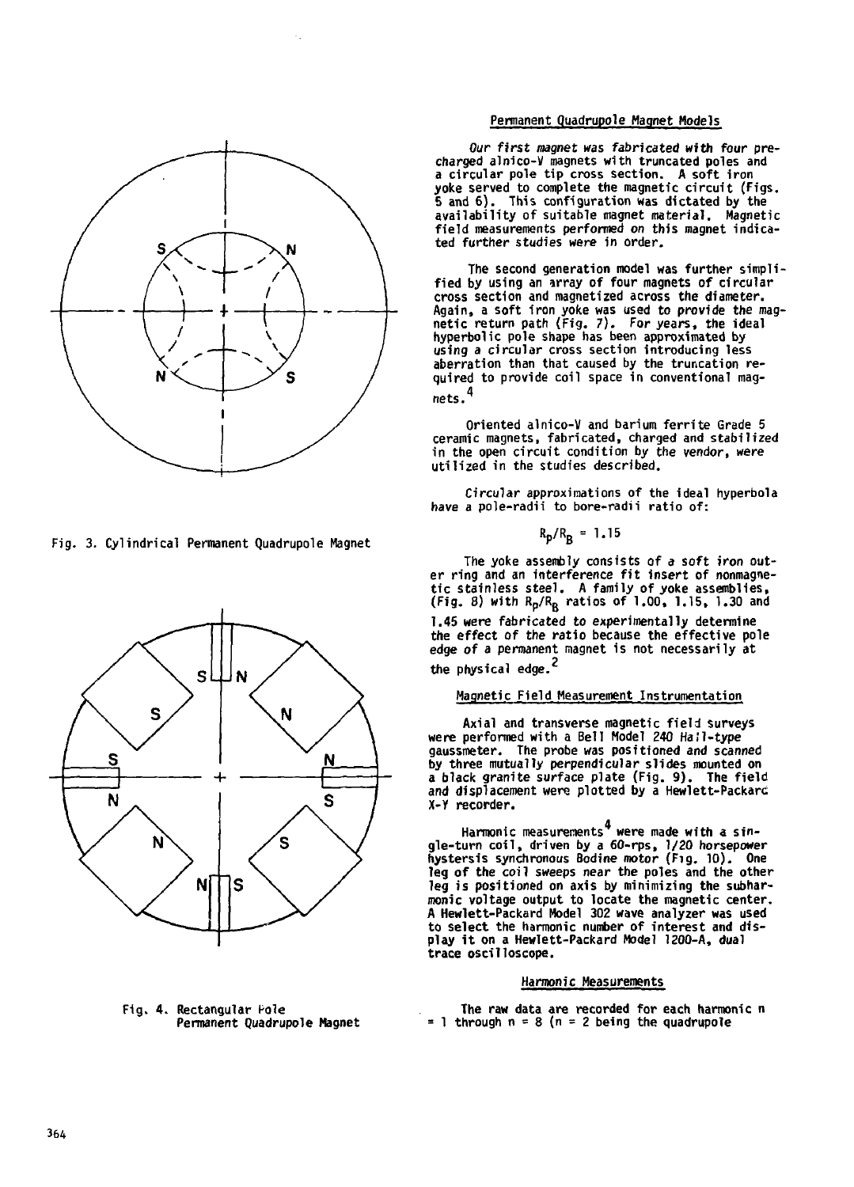Fig. 3. Cylindrical Permanent Quadrupole Magnet

Fig. 4. Rectangular Pole Permanent Quadrupole Magnet

## Permanent Quadrupole Magnet Models

Our first magnet was fabricated with four pre-charged alnico-V magnets with truncated poles and a circular pole tip cross section. A soft iron yoke served to complete the magnetic circuit (Figs. 5 and 6). This configuration was dictated by the availability of suitable magnet material. Magnetic field measurements performed on this magnet indicated further studies were in order.

The second generation model was further simplified by using an array of four magnets of circular cross section and magnetized across the diameter. Again, a soft iron yoke was used to provide the magnetic return path (Fig. 7). For years, the ideal hyperbolic pole shape has been approximated by using a circular cross section introducing less aberration than that caused by the truncation required to provide coil space in conventional magnets.[4]

Oriented alnico-V and barium ferrite Grade 5 ceramic magnets, fabricated, charged and stabilized in the open circuit condition by the vendor, were utilized in the studies described.

Circular approximations of the ideal hyperbola have a pole-radii to bore-radii ratio of:

$$R_p/R_B = 1.15$$

The yoke assembly consists of a soft iron outer ring and an interference fit insert of nonmagnetic stainless steel. A family of yoke assemblies, (Fig. 8) with $R_p/R_B$ ratios of 1.00, 1.15, 1.30 and 1.45 were fabricated to experimentally determine the effect of the ratio because the effective pole edge of a permanent magnet is not necessarily at the physical edge.[2]

## Magnetic Field Measurement Instrumentation

Axial and transverse magnetic field surveys were performed with a Bell Model 240 Hall-type gaussmeter. The probe was positioned and scanned by three mutually perpendicular slides mounted on a black granite surface plate (Fig. 9). The field and displacement were plotted by a Hewlett-Packard X-Y recorder.

Harmonic measurements[4] were made with a single-turn coil, driven by a 60-rps, 1/20 horsepower hysteresis synchronous Bodine motor (Fig. 10). One leg of the coil sweeps near the poles and the other leg is positioned on axis by minimizing the subharmonic voltage output to locate the magnetic center. A Hewlett-Packard Model 302 wave analyzer was used to select the harmonic number of interest and display it on a Hewlett-Packard Model 1200-A, dual trace oscilloscope.

## Harmonic Measurements

The raw data are recorded for each harmonic n = 1 through n = 8 (n = 2 being the quadrupole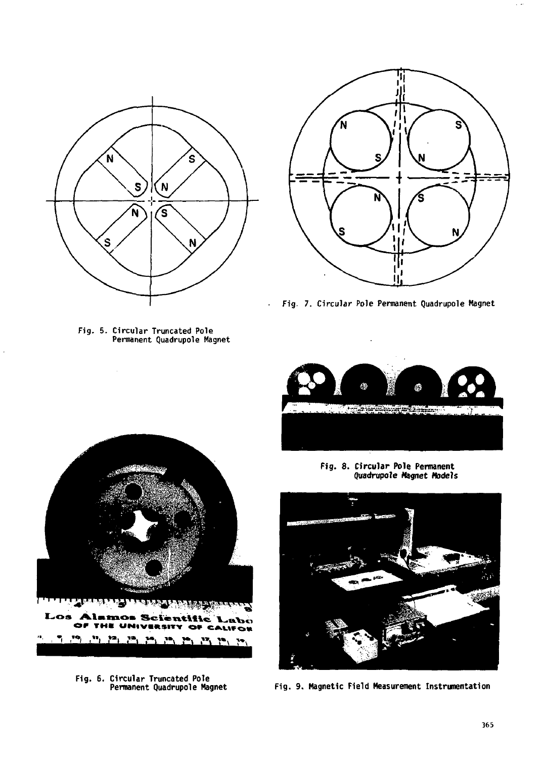Fig. 5. Circular Truncated Pole Permanent Quadrupole Magnet

Fig. 7. Circular Pole Permanent Quadrupole Magnet

Fig. 8. Circular Pole Permanent Quadrupole Magnet Models

Fig. 6. Circular Truncated Pole Permanent Quadrupole Magnet

Fig. 9. Magnetic Field Measurement Instrumentation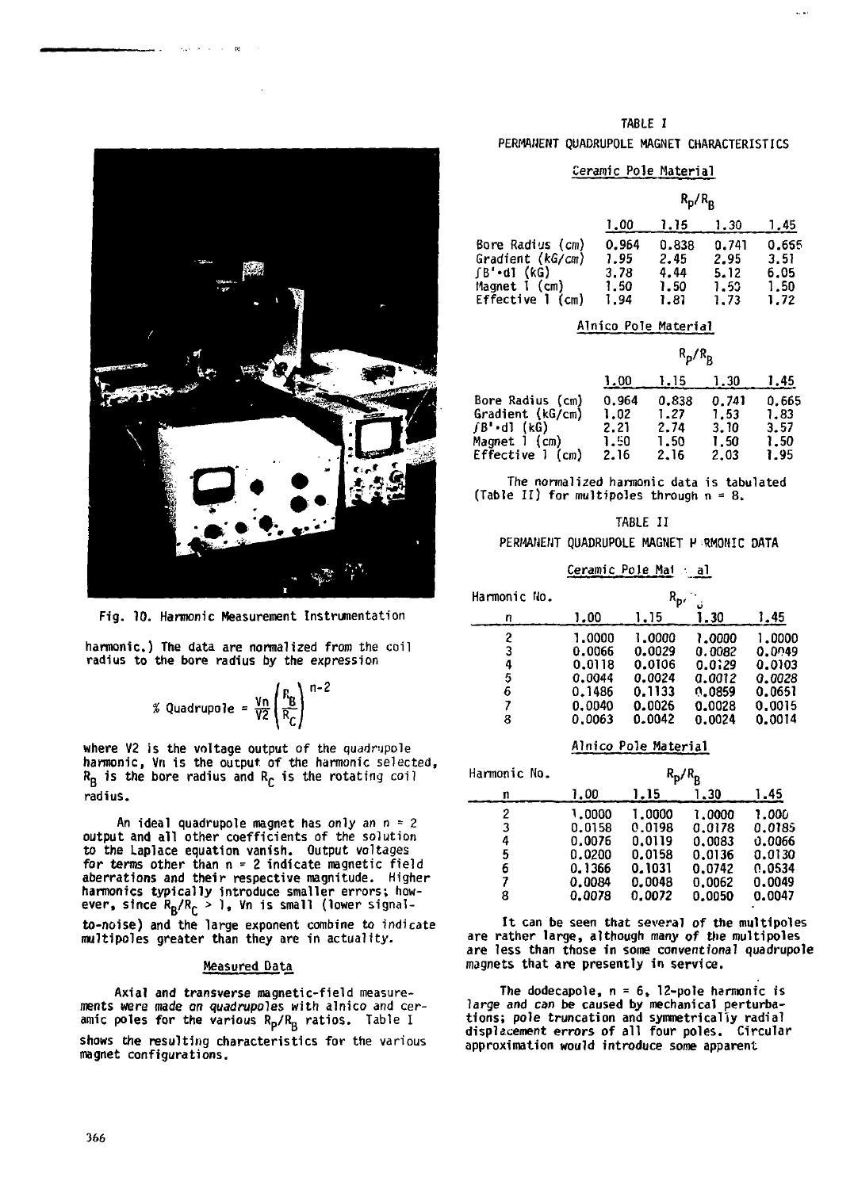Fig. 10. Harmonic Measurement Instrumentation

harmonic.) The data are normalized from the coil radius to the bore radius by the expression

$$\% \text{ Quadrupole} = \frac{V_n}{V_2}\left(\frac{R_B}{R_C}\right)^{n-2}$$

where V2 is the voltage output of the quadrupole harmonic, Vn is the output of the harmonic selected, $R_B$ is the bore radius and $R_C$ is the rotating coil radius.

An ideal quadrupole magnet has only an n = 2 output and all other coefficients of the solution to the Laplace equation vanish. Output voltages for terms other than n = 2 indicate magnetic field aberrations and their respective magnitude. Higher harmonics typically introduce smaller errors; however, since $R_B/R_C > 1$, Vn is small (lower signal-to-noise) and the large exponent combine to indicate multipoles greater than they are in actuality.

## Measured Data

Axial and transverse magnetic-field measurements were made on quadrupoles with alnico and ceramic poles for the various $R_p/R_B$ ratios. Table I shows the resulting characteristics for the various magnet configurations.

TABLE I

PERMANENT QUADRUPOLE MAGNET CHARACTERISTICS

Ceramic Pole Material

| | $R_p/R_B$ | | | |
|---|---|---|---|---|
| | 1.00 | 1.15 | 1.30 | 1.45 |
| Bore Radius (cm) | 0.964 | 0.838 | 0.741 | 0.665 |
| Gradient (kG/cm) | 1.95 | 2.45 | 2.95 | 3.51 |
| $\int B' \cdot dl$ (kG) | 3.78 | 4.44 | 5.12 | 6.05 |
| Magnet l (cm) | 1.50 | 1.50 | 1.50 | 1.50 |
| Effective l (cm) | 1.94 | 1.81 | 1.73 | 1.72 |

Alnico Pole Material

| | $R_p/R_B$ | | | |
|---|---|---|---|---|
| | 1.00 | 1.15 | 1.30 | 1.45 |
| Bore Radius (cm) | 0.964 | 0.838 | 0.741 | 0.665 |
| Gradient (kG/cm) | 1.02 | 1.27 | 1.53 | 1.83 |
| $\int B' \cdot dl$ (kG) | 2.21 | 2.74 | 3.10 | 3.57 |
| Magnet l (cm) | 1.50 | 1.50 | 1.50 | 1.50 |
| Effective l (cm) | 2.16 | 2.16 | 2.03 | 1.95 |

The normalized harmonic data is tabulated (Table II) for multipoles through n = 8.

TABLE II

PERMANENT QUADRUPOLE MAGNET HARMONIC DATA

Ceramic Pole Material

| Harmonic No. | $R_p/R_B$ | | | |
|---|---|---|---|---|
| n | 1.00 | 1.15 | 1.30 | 1.45 |
| 2 | 1.0000 | 1.0000 | 1.0000 | 1.0000 |
| 3 | 0.0066 | 0.0029 | 0.0082 | 0.0049 |
| 4 | 0.0118 | 0.0106 | 0.0129 | 0.0103 |
| 5 | 0.0044 | 0.0024 | 0.0012 | 0.0028 |
| 6 | 0.1486 | 0.1133 | 0.0859 | 0.0651 |
| 7 | 0.0040 | 0.0026 | 0.0028 | 0.0015 |
| 8 | 0.0063 | 0.0042 | 0.0024 | 0.0014 |

Alnico Pole Material

| Harmonic No. | $R_p/R_B$ | | | |
|---|---|---|---|---|
| n | 1.00 | 1.15 | 1.30 | 1.45 |
| 2 | 1.0000 | 1.0000 | 1.0000 | 1.000 |
| 3 | 0.0158 | 0.0198 | 0.0178 | 0.0185 |
| 4 | 0.0076 | 0.0119 | 0.0083 | 0.0066 |
| 5 | 0.0200 | 0.0158 | 0.0136 | 0.0130 |
| 6 | 0.1366 | 0.1031 | 0.0742 | 0.0534 |
| 7 | 0.0084 | 0.0048 | 0.0062 | 0.0049 |
| 8 | 0.0078 | 0.0072 | 0.0050 | 0.0047 |

It can be seen that several of the multipoles are rather large, although many of the multipoles are less than those in some conventional quadrupole magnets that are presently in service.

The dodecapole, n = 6, 12-pole harmonic is large and can be caused by mechanical perturbations; pole truncation and symmetrically radial displacement errors of all four poles. Circular approximation would introduce some apparent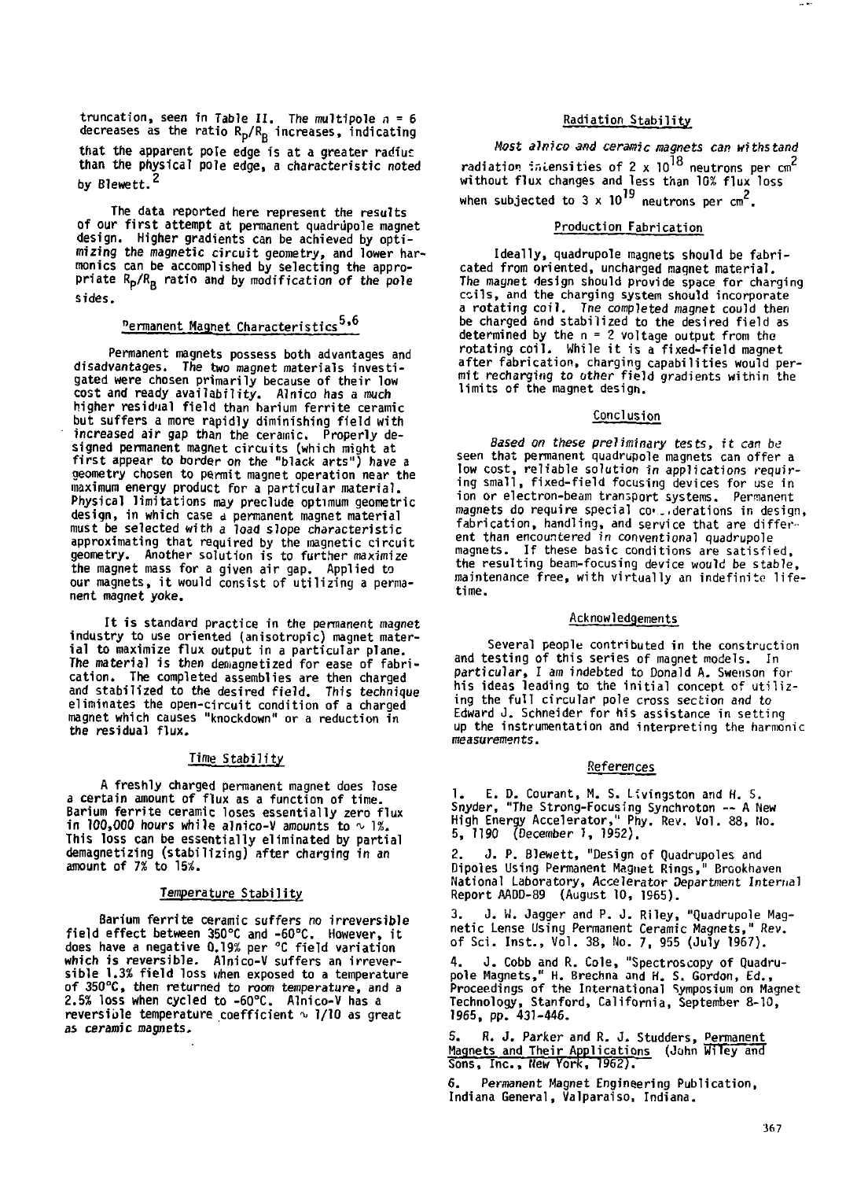truncation, seen in Table II. The multipole $n = 6$ decreases as the ratio $R_p/R_B$ increases, indicating that the apparent pole edge is at a greater radius than the physical pole edge, a characteristic noted by Blewett.[2]

The data reported here represent the results of our first attempt at permanent quadrupole magnet design. Higher gradients can be achieved by optimizing the magnetic circuit geometry, and lower harmonics can be accomplished by selecting the appropriate $R_p/R_B$ ratio and by modification of the pole sides.

## Permanent Magnet Characteristics[5,6]

Permanent magnets possess both advantages and disadvantages. The two magnet materials investigated were chosen primarily because of their low cost and ready availability. Alnico has a much higher residual field than barium ferrite ceramic but suffers a more rapidly diminishing field with increased air gap than the ceramic. Properly designed permanent magnet circuits (which might at first appear to border on the "black arts") have a geometry chosen to permit magnet operation near the maximum energy product for a particular material. Physical limitations may preclude optimum geometric design, in which case a permanent magnet material must be selected with a load slope characteristic approximating that required by the magnetic circuit geometry. Another solution is to further maximize the magnet mass for a given air gap. Applied to our magnets, it would consist of utilizing a permanent magnet yoke.

It is standard practice in the permanent magnet industry to use oriented (anisotropic) magnet material to maximize flux output in a particular plane. The material is then demagnetized for ease of fabrication. The completed assemblies are then charged and stabilized to the desired field. This technique eliminates the open-circuit condition of a charged magnet which causes "knockdown" or a reduction in the residual flux.

### Time Stability

A freshly charged permanent magnet does lose a certain amount of flux as a function of time. Barium ferrite ceramic loses essentially zero flux in 100,000 hours while alnico-V amounts to $\sim 1\%$. This loss can be essentially eliminated by partial demagnetizing (stabilizing) after charging in an amount of 7% to 15%.

### Temperature Stability

Barium ferrite ceramic suffers no irreversible field effect between 350°C and -60°C. However, it does have a negative 0.19% per °C field variation which is reversible. Alnico-V suffers an irreversible 1.3% field loss when exposed to a temperature of 350°C, then returned to room temperature, and a 2.5% loss when cycled to -60°C. Alnico-V has a reversible temperature coefficient $\sim 1/10$ as great as ceramic magnets.

### Radiation Stability

Most alnico and ceramic magnets can withstand radiation intensities of $2 \times 10^{18}$ neutrons per $cm^2$ without flux changes and less than 10% flux loss when subjected to $3 \times 10^{19}$ neutrons per $cm^2$.

### Production Fabrication

Ideally, quadrupole magnets should be fabricated from oriented, uncharged magnet material. The magnet design should provide space for charging coils, and the charging system should incorporate a rotating coil. The completed magnet could then be charged and stabilized to the desired field as determined by the $n = 2$ voltage output from the rotating coil. While it is a fixed-field magnet after fabrication, charging capabilities would permit recharging to other field gradients within the limits of the magnet design.

## Conclusion

Based on these preliminary tests, it can be seen that permanent quadrupole magnets can offer a low cost, reliable solution in applications requiring small, fixed-field focusing devices for use in ion or electron-beam transport systems. Permanent magnets do require special considerations in design, fabrication, handling, and service that are different than encountered in conventional quadrupole magnets. If these basic conditions are satisfied, the resulting beam-focusing device would be stable, maintenance free, with virtually an indefinite lifetime.

## Acknowledgements

Several people contributed in the construction and testing of this series of magnet models. In particular, I am indebted to Donald A. Swenson for his ideas leading to the initial concept of utilizing the full circular pole cross section and to Edward J. Schneider for his assistance in setting up the instrumentation and interpreting the harmonic measurements.

## References

1. E. D. Courant, M. S. Livingston and H. S. Snyder, "The Strong-Focusing Synchroton -- A New High Energy Accelerator," Phy. Rev. Vol. 88, No. 5, 1190 (December 1, 1952).

2. J. P. Blewett, "Design of Quadrupoles and Dipoles Using Permanent Magnet Rings," Brookhaven National Laboratory, Accelerator Department Internal Report AADD-89 (August 10, 1965).

3. J. W. Jagger and P. J. Riley, "Quadrupole Magnetic Lense Using Permanent Ceramic Magnets," Rev. of Sci. Inst., Vol. 38, No. 7, 955 (July 1967).

4. J. Cobb and R. Cole, "Spectroscopy of Quadrupole Magnets," H. Brechna and H. S. Gordon, Ed., Proceedings of the International Symposium on Magnet Technology, Stanford, California, September 8-10, 1965, pp. 431-446.

5. R. J. Parker and R. J. Studders, Permanent Magnets and Their Applications (John Wiley and Sons, Inc., New York, 1962).

6. Permanent Magnet Engineering Publication, Indiana General, Valparaiso, Indiana.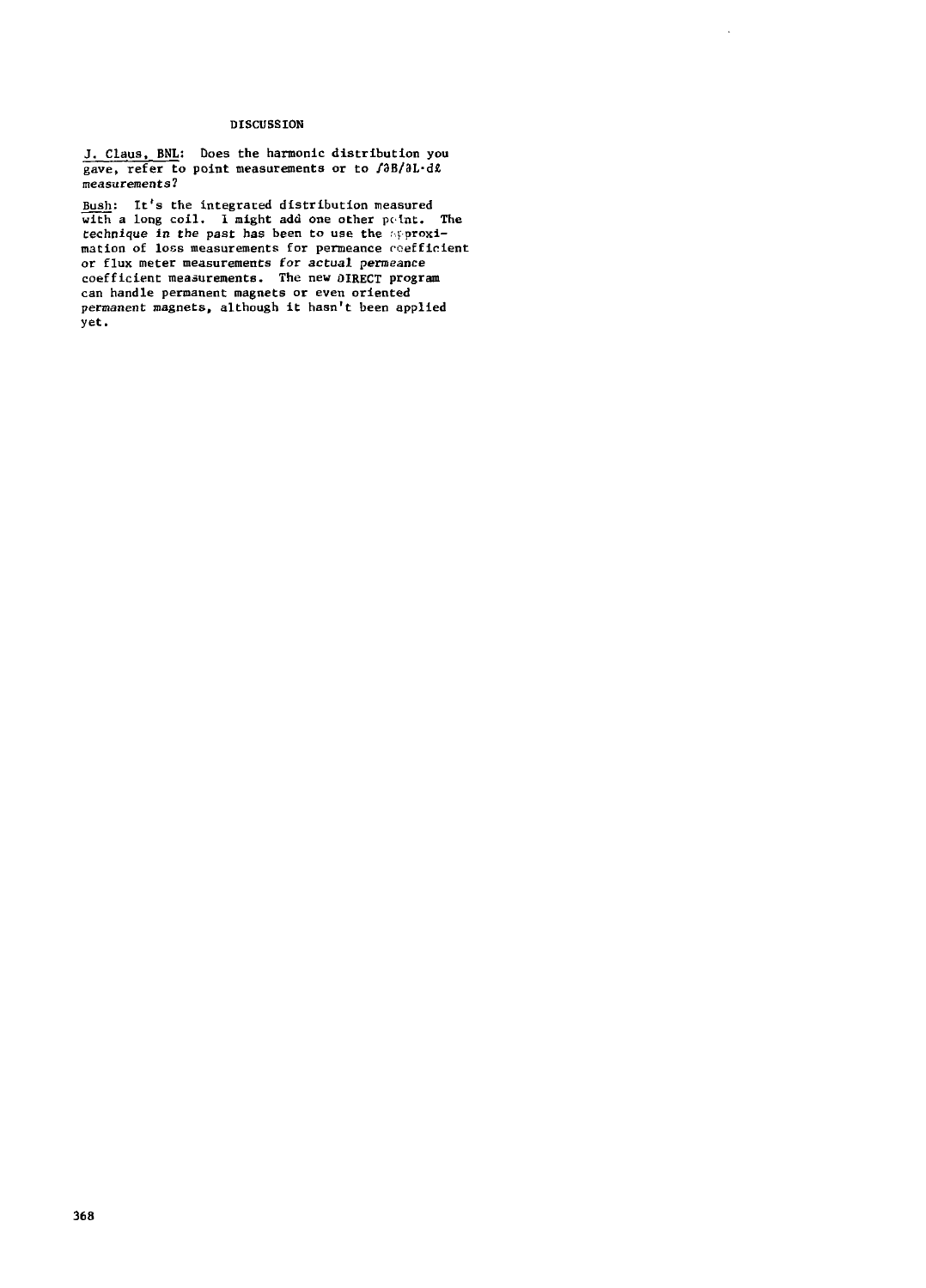## DISCUSSION

J. Claus, BNL: Does the harmonic distribution you gave, refer to point measurements or to $\int \partial B/\partial L \cdot d\ell$ measurements?

Bush: It's the integrated distribution measured with a long coil. I might add one other point. The technique in the past has been to use the approximation of loss measurements for permeance coefficient or flux meter measurements for actual permeance coefficient measurements. The new DIRECT program can handle permanent magnets or even oriented permanent magnets, although it hasn't been applied yet.